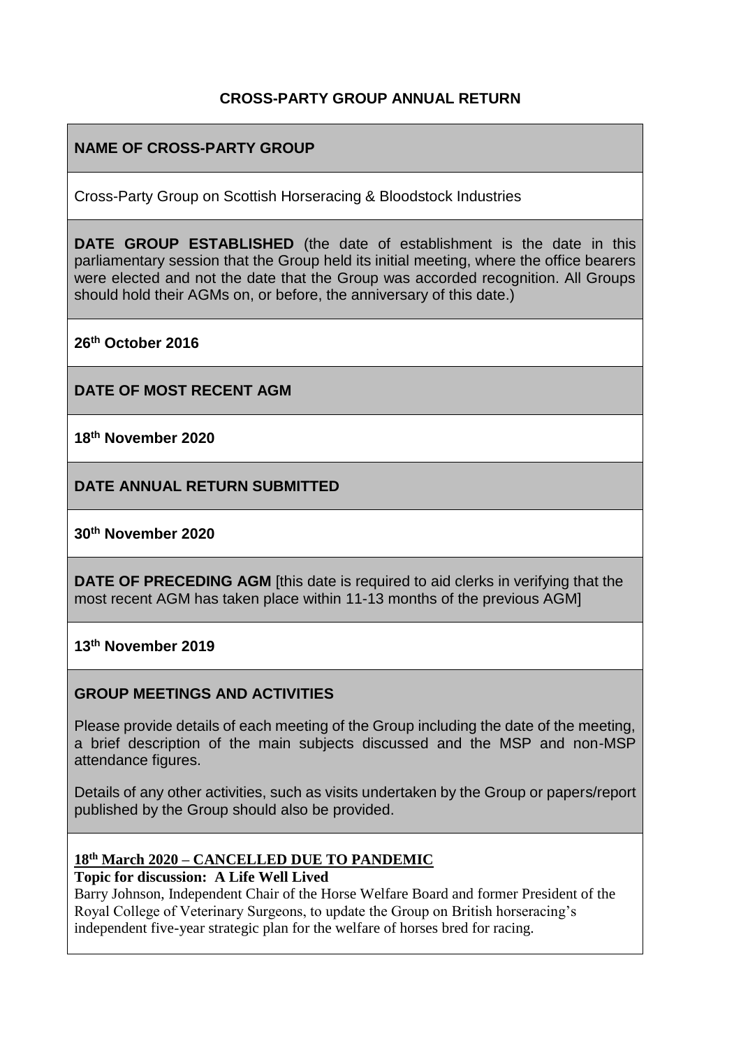# CROSS-PARTY GROUP ANNUAL RETURN

**NAME OF CROSS-PARTY GROUP**

Cross-Party Group on Scottish Horseracing & Bloodstock Industries

**DATE GROUP ESTABLISHED** (the date of establishment is the date in this parliamentary session that the Group held its initial meeting, where the office bearers were elected and not the date that the Group was accorded recognition. All Groups should hold their AGMs on, or before, the anniversary of this date.)

**26th October 2016**

**DATE OF MOST RECENT AGM**

**18th November 2020**

**DATE ANNUAL RETURN SUBMITTED**

**30th November 2020**

**DATE OF PRECEDING AGM** [this date is required to aid clerks in verifying that the most recent AGM has taken place within 11-13 months of the previous AGM]

**13th November 2019**

**GROUP MEETINGS AND ACTIVITIES**

Please provide details of each meeting of the Group including the date of the meeting, a brief description of the main subjects discussed and the MSP and non-MSP attendance figures.

Details of any other activities, such as visits undertaken by the Group or papers/report published by the Group should also be provided.

**18th March 2020 – CANCELLED DUE TO PANDEMIC**

**Topic for discussion: A Life Well Lived**

Barry Johnson, Independent Chair of the Horse Welfare Board and former President of the Royal College of Veterinary Surgeons, to update the Group on British horseracing's independent five-year strategic plan for the welfare of horses bred for racing.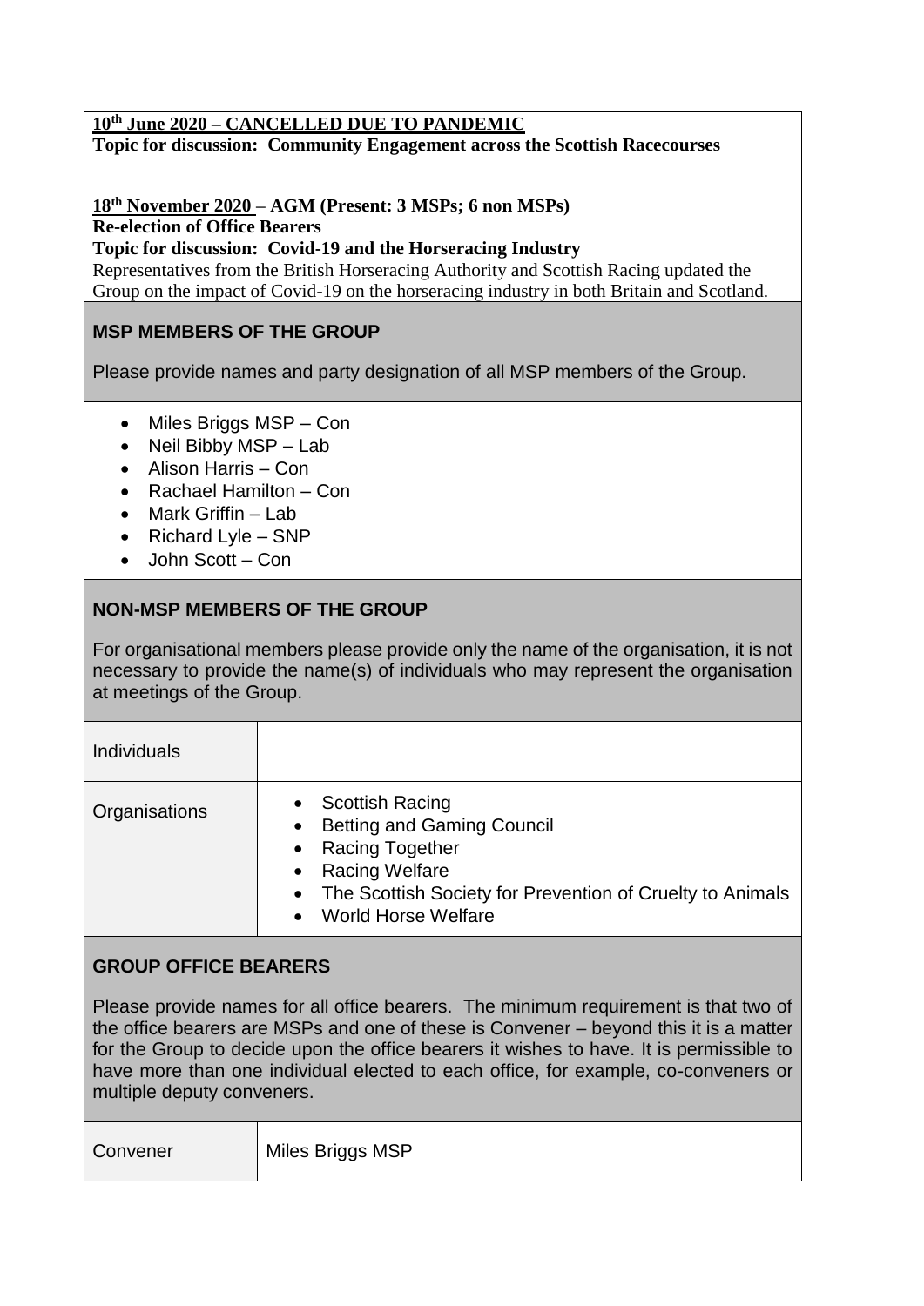**10th June 2020 – CANCELLED DUE TO PANDEMIC**
**Topic for discussion: Community Engagement across the Scottish Racecourses**

**18th November 2020 – AGM (Present: 3 MSPs; 6 non MSPs)**
**Re-election of Office Bearers**
**Topic for discussion: Covid-19 and the Horseracing Industry**
Representatives from the British Horseracing Authority and Scottish Racing updated the Group on the impact of Covid-19 on the horseracing industry in both Britain and Scotland.

### MSP MEMBERS OF THE GROUP

Please provide names and party designation of all MSP members of the Group.

- Miles Briggs MSP – Con
- Neil Bibby MSP – Lab
- Alison Harris – Con
- Rachael Hamilton – Con
- Mark Griffin – Lab
- Richard Lyle – SNP
- John Scott – Con

### NON-MSP MEMBERS OF THE GROUP

For organisational members please provide only the name of the organisation, it is not necessary to provide the name(s) of individuals who may represent the organisation at meetings of the Group.

| | |
|---|---|
| Individuals | |
| Organisations | • Scottish Racing<br>• Betting and Gaming Council<br>• Racing Together<br>• Racing Welfare<br>• The Scottish Society for Prevention of Cruelty to Animals<br>• World Horse Welfare |

### GROUP OFFICE BEARERS

Please provide names for all office bearers. The minimum requirement is that two of the office bearers are MSPs and one of these is Convener – beyond this it is a matter for the Group to decide upon the office bearers it wishes to have. It is permissible to have more than one individual elected to each office, for example, co-conveners or multiple deputy conveners.

| | |
|---|---|
| Convener | Miles Briggs MSP |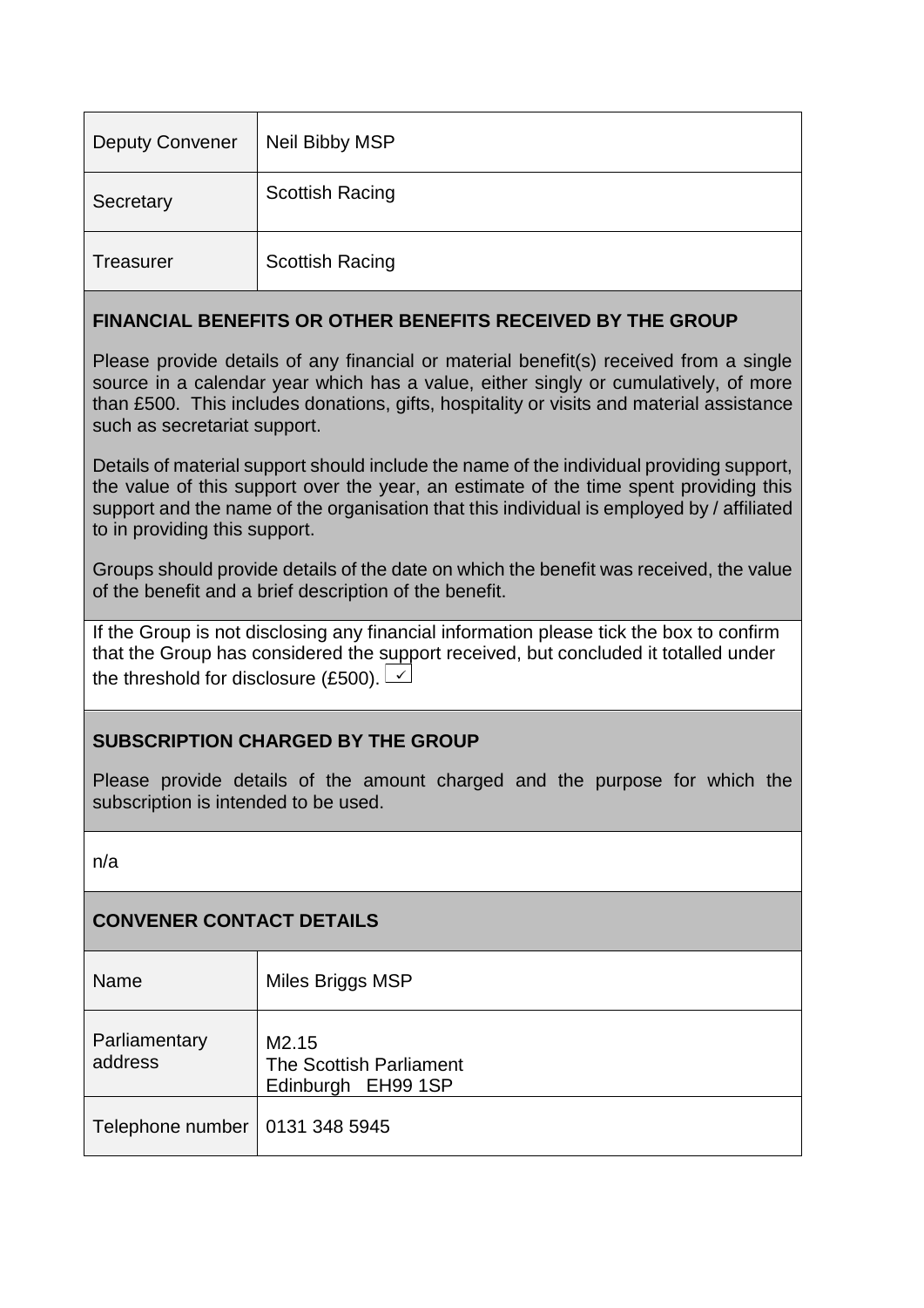| | |
|---|---|
| Deputy Convener | Neil Bibby MSP |
| Secretary | Scottish Racing |
| Treasurer | Scottish Racing |

**FINANCIAL BENEFITS OR OTHER BENEFITS RECEIVED BY THE GROUP**

Please provide details of any financial or material benefit(s) received from a single source in a calendar year which has a value, either singly or cumulatively, of more than £500. This includes donations, gifts, hospitality or visits and material assistance such as secretariat support.

Details of material support should include the name of the individual providing support, the value of this support over the year, an estimate of the time spent providing this support and the name of the organisation that this individual is employed by / affiliated to in providing this support.

Groups should provide details of the date on which the benefit was received, the value of the benefit and a brief description of the benefit.

If the Group is not disclosing any financial information please tick the box to confirm that the Group has considered the support received, but concluded it totalled under the threshold for disclosure (£500). ✓

**SUBSCRIPTION CHARGED BY THE GROUP**

Please provide details of the amount charged and the purpose for which the subscription is intended to be used.

n/a

**CONVENER CONTACT DETAILS**

| | |
|---|---|
| Name | Miles Briggs MSP |
| Parliamentary address | M2.15<br>The Scottish Parliament<br>Edinburgh EH99 1SP |
| Telephone number | 0131 348 5945 |